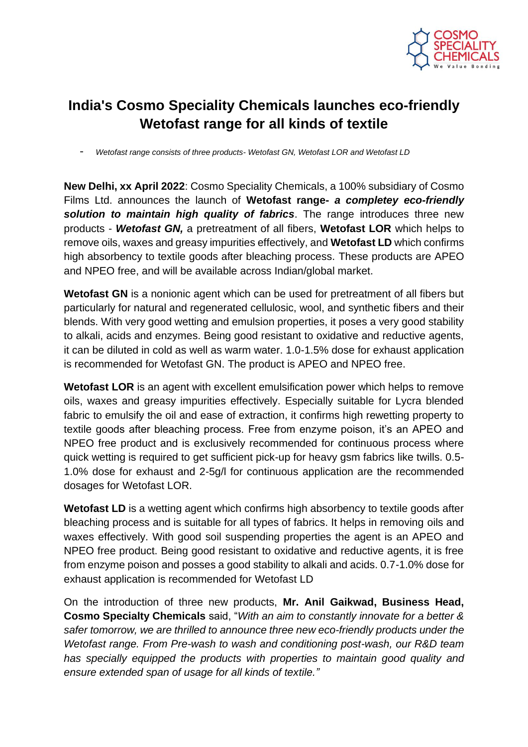# India's Cosmo Speciality Chemicals launches eco-friendly Wetofast range for all kinds of textile

- *Wetofast range consists of three products- Wetofast GN, Wetofast LOR and Wetofast LD*

**New Delhi, xx April 2022**: Cosmo Speciality Chemicals, a 100% subsidiary of Cosmo Films Ltd. announces the launch of **Wetofast range-** ***a completey eco-friendly solution to maintain high quality of fabrics***. The range introduces three new products - ***Wetofast GN,*** a pretreatment of all fibers, **Wetofast LOR** which helps to remove oils, waxes and greasy impurities effectively, and **Wetofast LD** which confirms high absorbency to textile goods after bleaching process. These products are APEO and NPEO free, and will be available across Indian/global market.

**Wetofast GN** is a nonionic agent which can be used for pretreatment of all fibers but particularly for natural and regenerated cellulosic, wool, and synthetic fibers and their blends. With very good wetting and emulsion properties, it poses a very good stability to alkali, acids and enzymes. Being good resistant to oxidative and reductive agents, it can be diluted in cold as well as warm water. 1.0-1.5% dose for exhaust application is recommended for Wetofast GN. The product is APEO and NPEO free.

**Wetofast LOR** is an agent with excellent emulsification power which helps to remove oils, waxes and greasy impurities effectively. Especially suitable for Lycra blended fabric to emulsify the oil and ease of extraction, it confirms high rewetting property to textile goods after bleaching process. Free from enzyme poison, it's an APEO and NPEO free product and is exclusively recommended for continuous process where quick wetting is required to get sufficient pick-up for heavy gsm fabrics like twills. 0.5-1.0% dose for exhaust and 2-5g/l for continuous application are the recommended dosages for Wetofast LOR.

**Wetofast LD** is a wetting agent which confirms high absorbency to textile goods after bleaching process and is suitable for all types of fabrics. It helps in removing oils and waxes effectively. With good soil suspending properties the agent is an APEO and NPEO free product. Being good resistant to oxidative and reductive agents, it is free from enzyme poison and posses a good stability to alkali and acids. 0.7-1.0% dose for exhaust application is recommended for Wetofast LD

On the introduction of three new products, **Mr. Anil Gaikwad, Business Head, Cosmo Specialty Chemicals** said, "*With an aim to constantly innovate for a better & safer tomorrow, we are thrilled to announce three new eco-friendly products under the Wetofast range. From Pre-wash to wash and conditioning post-wash, our R&D team has specially equipped the products with properties to maintain good quality and ensure extended span of usage for all kinds of textile.*"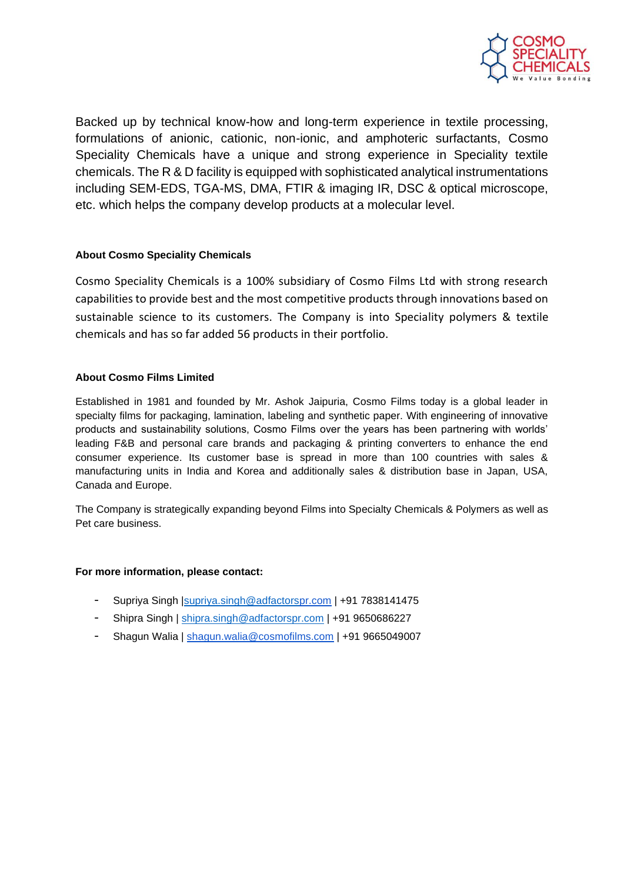Backed up by technical know-how and long-term experience in textile processing, formulations of anionic, cationic, non-ionic, and amphoteric surfactants, Cosmo Speciality Chemicals have a unique and strong experience in Speciality textile chemicals. The R & D facility is equipped with sophisticated analytical instrumentations including SEM-EDS, TGA-MS, DMA, FTIR & imaging IR, DSC & optical microscope, etc. which helps the company develop products at a molecular level.

**About Cosmo Speciality Chemicals**

Cosmo Speciality Chemicals is a 100% subsidiary of Cosmo Films Ltd with strong research capabilities to provide best and the most competitive products through innovations based on sustainable science to its customers. The Company is into Speciality polymers & textile chemicals and has so far added 56 products in their portfolio.

**About Cosmo Films Limited**

Established in 1981 and founded by Mr. Ashok Jaipuria, Cosmo Films today is a global leader in specialty films for packaging, lamination, labeling and synthetic paper. With engineering of innovative products and sustainability solutions, Cosmo Films over the years has been partnering with worlds' leading F&B and personal care brands and packaging & printing converters to enhance the end consumer experience. Its customer base is spread in more than 100 countries with sales & manufacturing units in India and Korea and additionally sales & distribution base in Japan, USA, Canada and Europe.

The Company is strategically expanding beyond Films into Specialty Chemicals & Polymers as well as Pet care business.

**For more information, please contact:**

- Supriya Singh |supriya.singh@adfactorspr.com | +91 7838141475
- Shipra Singh | shipra.singh@adfactorspr.com | +91 9650686227
- Shagun Walia | shagun.walia@cosmofilms.com | +91 9665049007